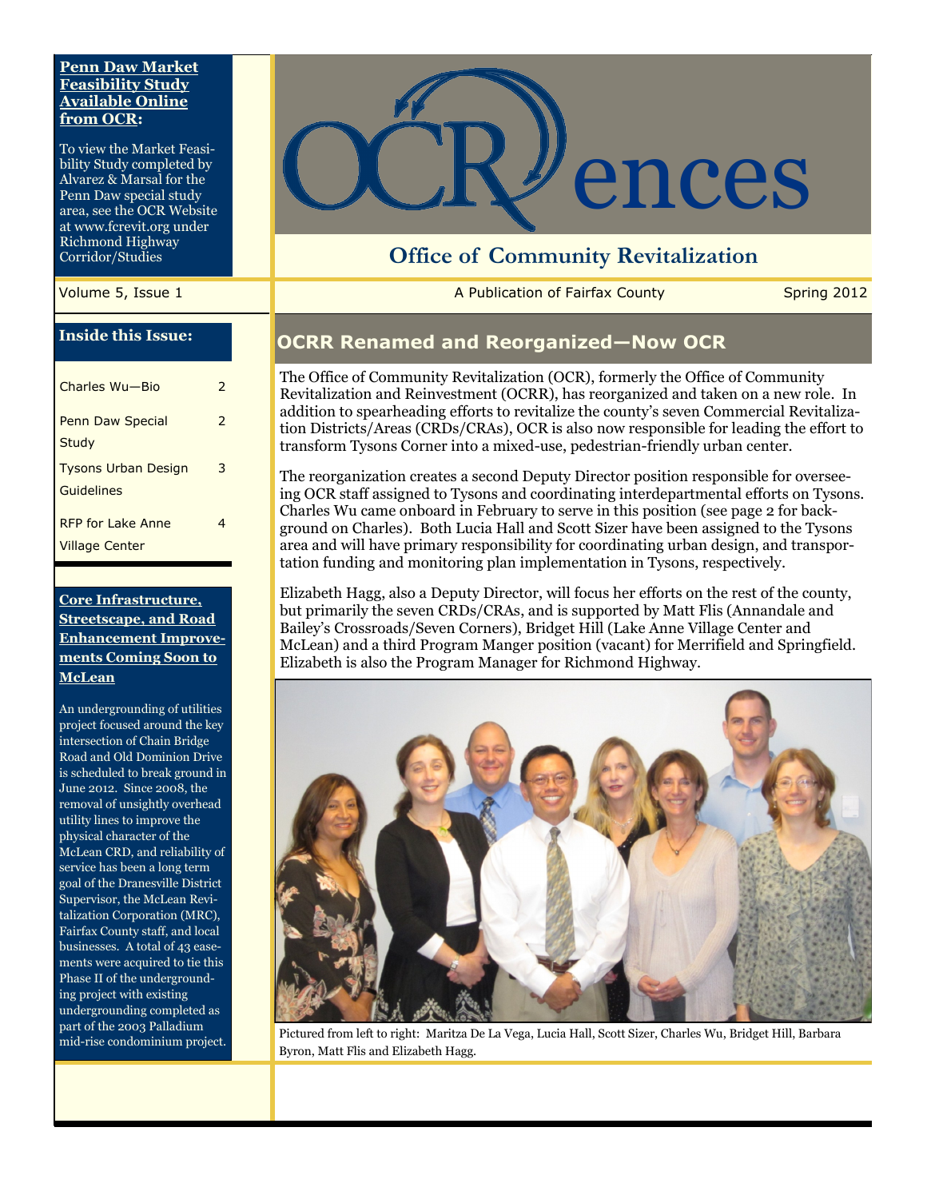# OCRences

## Office of Community Revitalization

A Publication of Fairfax County

Spring 2012

Volume 5, Issue 1

**Penn Daw Market Feasibility Study Available Online from OCR:**

To view the Market Feasibility Study completed by Alvarez & Marsal for the Penn Daw special study area, see the OCR Website at www.fcrevit.org under Richmond Highway Corridor/Studies

### Inside this Issue:

| | |
|---|---|
| Charles Wu—Bio | 2 |
| Penn Daw Special Study | 2 |
| Tysons Urban Design Guidelines | 3 |
| RFP for Lake Anne Village Center | 4 |

## OCRR Renamed and Reorganized—Now OCR

The Office of Community Revitalization (OCR), formerly the Office of Community Revitalization and Reinvestment (OCRR), has reorganized and taken on a new role. In addition to spearheading efforts to revitalize the county's seven Commercial Revitalization Districts/Areas (CRDs/CRAs), OCR is also now responsible for leading the effort to transform Tysons Corner into a mixed-use, pedestrian-friendly urban center.

The reorganization creates a second Deputy Director position responsible for overseeing OCR staff assigned to Tysons and coordinating interdepartmental efforts on Tysons. Charles Wu came onboard in February to serve in this position (see page 2 for background on Charles). Both Lucia Hall and Scott Sizer have been assigned to the Tysons area and will have primary responsibility for coordinating urban design, and transportation funding and monitoring plan implementation in Tysons, respectively.

Elizabeth Hagg, also a Deputy Director, will focus her efforts on the rest of the county, but primarily the seven CRDs/CRAs, and is supported by Matt Flis (Annandale and Bailey's Crossroads/Seven Corners), Bridget Hill (Lake Anne Village Center and McLean) and a third Program Manger position (vacant) for Merrifield and Springfield. Elizabeth is also the Program Manager for Richmond Highway.

Pictured from left to right: Maritza De La Vega, Lucia Hall, Scott Sizer, Charles Wu, Bridget Hill, Barbara Byron, Matt Flis and Elizabeth Hagg.

### Core Infrastructure, Streetscape, and Road Enhancement Improvements Coming Soon to McLean

An undergrounding of utilities project focused around the key intersection of Chain Bridge Road and Old Dominion Drive is scheduled to break ground in June 2012. Since 2008, the removal of unsightly overhead utility lines to improve the physical character of the McLean CRD, and reliability of service has been a long term goal of the Dranesville District Supervisor, the McLean Revitalization Corporation (MRC), Fairfax County staff, and local businesses. A total of 43 easements were acquired to tie this Phase II of the undergrounding project with existing undergrounding completed as part of the 2003 Palladium mid-rise condominium project.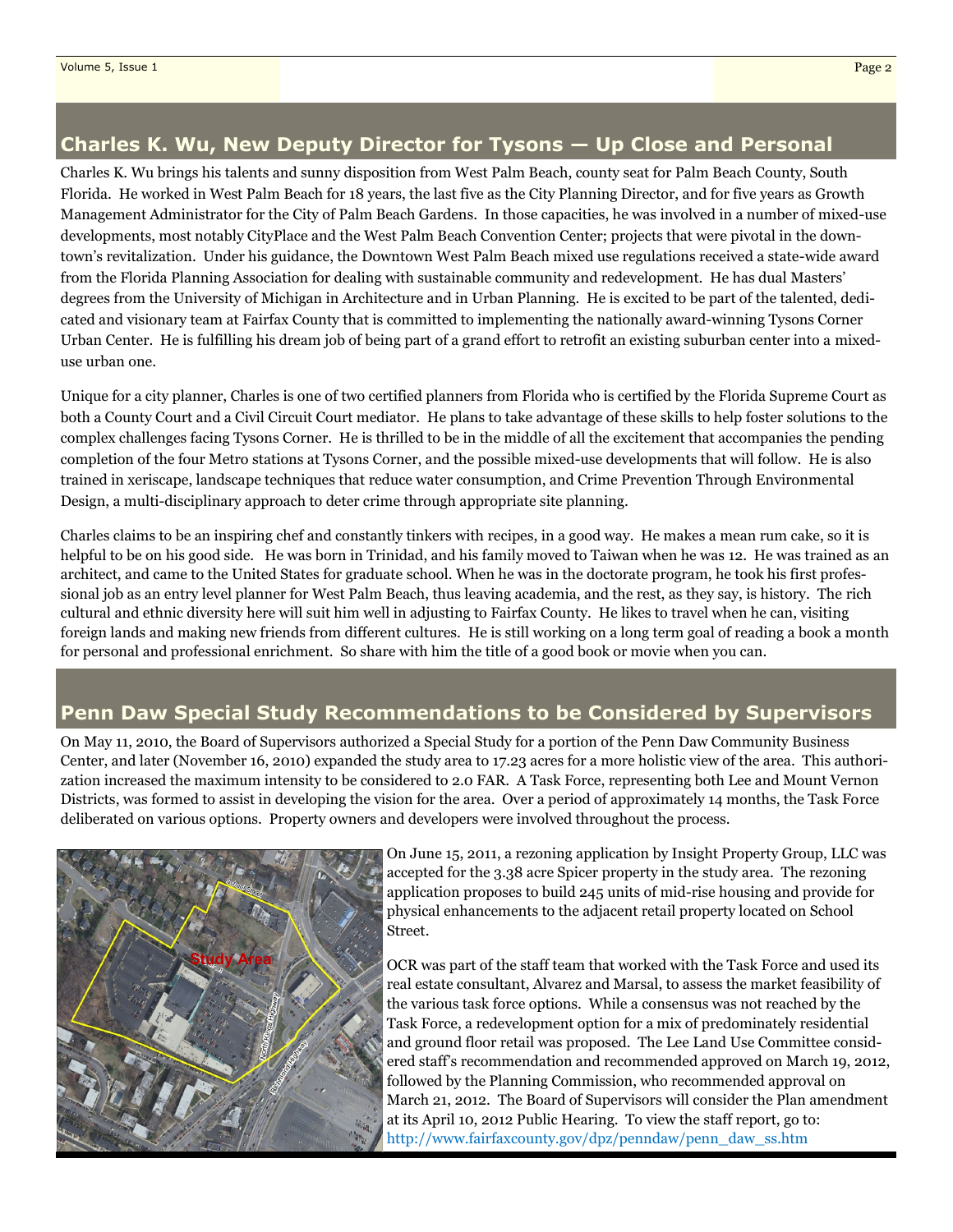## Charles K. Wu, New Deputy Director for Tysons — Up Close and Personal

Charles K. Wu brings his talents and sunny disposition from West Palm Beach, county seat for Palm Beach County, South Florida. He worked in West Palm Beach for 18 years, the last five as the City Planning Director, and for five years as Growth Management Administrator for the City of Palm Beach Gardens. In those capacities, he was involved in a number of mixed-use developments, most notably CityPlace and the West Palm Beach Convention Center; projects that were pivotal in the downtown's revitalization. Under his guidance, the Downtown West Palm Beach mixed use regulations received a state-wide award from the Florida Planning Association for dealing with sustainable community and redevelopment. He has dual Masters' degrees from the University of Michigan in Architecture and in Urban Planning. He is excited to be part of the talented, dedicated and visionary team at Fairfax County that is committed to implementing the nationally award-winning Tysons Corner Urban Center. He is fulfilling his dream job of being part of a grand effort to retrofit an existing suburban center into a mixed-use urban one.

Unique for a city planner, Charles is one of two certified planners from Florida who is certified by the Florida Supreme Court as both a County Court and a Civil Circuit Court mediator. He plans to take advantage of these skills to help foster solutions to the complex challenges facing Tysons Corner. He is thrilled to be in the middle of all the excitement that accompanies the pending completion of the four Metro stations at Tysons Corner, and the possible mixed-use developments that will follow. He is also trained in xeriscape, landscape techniques that reduce water consumption, and Crime Prevention Through Environmental Design, a multi-disciplinary approach to deter crime through appropriate site planning.

Charles claims to be an inspiring chef and constantly tinkers with recipes, in a good way. He makes a mean rum cake, so it is helpful to be on his good side. He was born in Trinidad, and his family moved to Taiwan when he was 12. He was trained as an architect, and came to the United States for graduate school. When he was in the doctorate program, he took his first professional job as an entry level planner for West Palm Beach, thus leaving academia, and the rest, as they say, is history. The rich cultural and ethnic diversity here will suit him well in adjusting to Fairfax County. He likes to travel when he can, visiting foreign lands and making new friends from different cultures. He is still working on a long term goal of reading a book a month for personal and professional enrichment. So share with him the title of a good book or movie when you can.

## Penn Daw Special Study Recommendations to be Considered by Supervisors

On May 11, 2010, the Board of Supervisors authorized a Special Study for a portion of the Penn Daw Community Business Center, and later (November 16, 2010) expanded the study area to 17.23 acres for a more holistic view of the area. This authorization increased the maximum intensity to be considered to 2.0 FAR. A Task Force, representing both Lee and Mount Vernon Districts, was formed to assist in developing the vision for the area. Over a period of approximately 14 months, the Task Force deliberated on various options. Property owners and developers were involved throughout the process.

On June 15, 2011, a rezoning application by Insight Property Group, LLC was accepted for the 3.38 acre Spicer property in the study area. The rezoning application proposes to build 245 units of mid-rise housing and provide for physical enhancements to the adjacent retail property located on School Street.

OCR was part of the staff team that worked with the Task Force and used its real estate consultant, Alvarez and Marsal, to assess the market feasibility of the various task force options. While a consensus was not reached by the Task Force, a redevelopment option for a mix of predominately residential and ground floor retail was proposed. The Lee Land Use Committee considered staff's recommendation and recommended approved on March 19, 2012, followed by the Planning Commission, who recommended approval on March 21, 2012. The Board of Supervisors will consider the Plan amendment at its April 10, 2012 Public Hearing. To view the staff report, go to: http://www.fairfaxcounty.gov/dpz/penndaw/penn_daw_ss.htm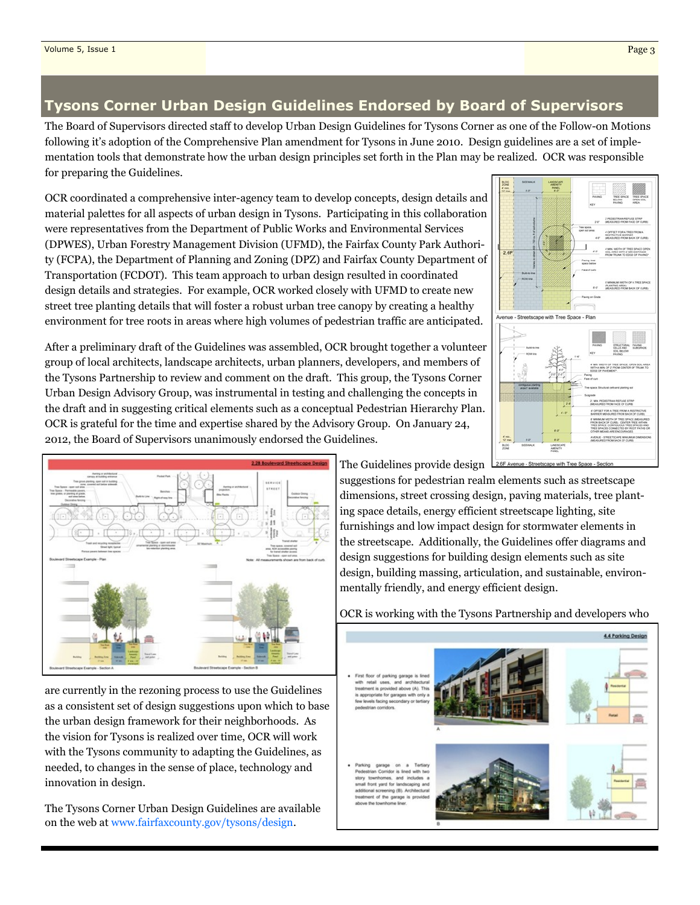## Tysons Corner Urban Design Guidelines Endorsed by Board of Supervisors

The Board of Supervisors directed staff to develop Urban Design Guidelines for Tysons Corner as one of the Follow-on Motions following it's adoption of the Comprehensive Plan amendment for Tysons in June 2010. Design guidelines are a set of implementation tools that demonstrate how the urban design principles set forth in the Plan may be realized. OCR was responsible for preparing the Guidelines.

OCR coordinated a comprehensive inter-agency team to develop concepts, design details and material palettes for all aspects of urban design in Tysons. Participating in this collaboration were representatives from the Department of Public Works and Environmental Services (DPWES), Urban Forestry Management Division (UFMD), the Fairfax County Park Authority (FCPA), the Department of Planning and Zoning (DPZ) and Fairfax County Department of Transportation (FCDOT). This team approach to urban design resulted in coordinated design details and strategies. For example, OCR worked closely with UFMD to create new street tree planting details that will foster a robust urban tree canopy by creating a healthy environment for tree roots in areas where high volumes of pedestrian traffic are anticipated.

After a preliminary draft of the Guidelines was assembled, OCR brought together a volunteer group of local architects, landscape architects, urban planners, developers, and members of the Tysons Partnership to review and comment on the draft. This group, the Tysons Corner Urban Design Advisory Group, was instrumental in testing and challenging the concepts in the draft and in suggesting critical elements such as a conceptual Pedestrian Hierarchy Plan. OCR is grateful for the time and expertise shared by the Advisory Group. On January 24, 2012, the Board of Supervisors unanimously endorsed the Guidelines.

Avenue - Streetscape with Tree Space - Plan

2.6F Avenue - Streetscape with Tree Space - Section

2.2B Boulevard Streetscape Design

The Guidelines provide design suggestions for pedestrian realm elements such as streetscape dimensions, street crossing design, paving materials, tree planting space details, energy efficient streetscape lighting, site furnishings and low impact design for stormwater elements in the streetscape. Additionally, the Guidelines offer diagrams and design suggestions for building design elements such as site design, building massing, articulation, and sustainable, environmentally friendly, and energy efficient design.

OCR is working with the Tysons Partnership and developers who are currently in the rezoning process to use the Guidelines as a consistent set of design suggestions upon which to base the urban design framework for their neighborhoods. As the vision for Tysons is realized over time, OCR will work with the Tysons community to adapting the Guidelines, as needed, to changes in the sense of place, technology and innovation in design.

4.4 Parking Design

The Tysons Corner Urban Design Guidelines are available on the web at www.fairfaxcounty.gov/tysons/design.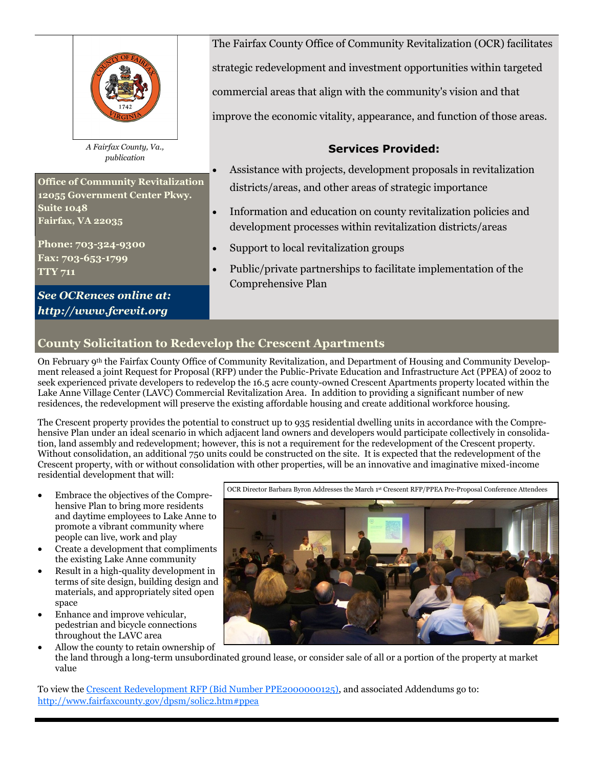*A Fairfax County, Va., publication*

**Office of Community Revitalization**
**12055 Government Center Pkwy.**
**Suite 1048**
**Fairfax, VA 22035**

**Phone: 703-324-9300**
**Fax: 703-653-1799**
**TTY 711**

***See OCRences online at: http://www.fcrevit.org***

The Fairfax County Office of Community Revitalization (OCR) facilitates strategic redevelopment and investment opportunities within targeted commercial areas that align with the community's vision and that improve the economic vitality, appearance, and function of those areas.

**Services Provided:**

- Assistance with projects, development proposals in revitalization districts/areas, and other areas of strategic importance
- Information and education on county revitalization policies and development processes within revitalization districts/areas
- Support to local revitalization groups
- Public/private partnerships to facilitate implementation of the Comprehensive Plan

## County Solicitation to Redevelop the Crescent Apartments

On February 9th the Fairfax County Office of Community Revitalization, and Department of Housing and Community Development released a joint Request for Proposal (RFP) under the Public-Private Education and Infrastructure Act (PPEA) of 2002 to seek experienced private developers to redevelop the 16.5 acre county-owned Crescent Apartments property located within the Lake Anne Village Center (LAVC) Commercial Revitalization Area. In addition to providing a significant number of new residences, the redevelopment will preserve the existing affordable housing and create additional workforce housing.

The Crescent property provides the potential to construct up to 935 residential dwelling units in accordance with the Comprehensive Plan under an ideal scenario in which adjacent land owners and developers would participate collectively in consolidation, land assembly and redevelopment; however, this is not a requirement for the redevelopment of the Crescent property. Without consolidation, an additional 750 units could be constructed on the site. It is expected that the redevelopment of the Crescent property, with or without consolidation with other properties, will be an innovative and imaginative mixed-income residential development that will:

- Embrace the objectives of the Comprehensive Plan to bring more residents and daytime employees to Lake Anne to promote a vibrant community where people can live, work and play
- Create a development that compliments the existing Lake Anne community
- Result in a high-quality development in terms of site design, building design and materials, and appropriately sited open space
- Enhance and improve vehicular, pedestrian and bicycle connections throughout the LAVC area
- Allow the county to retain ownership of the land through a long-term unsubordinated ground lease, or consider sale of all or a portion of the property at market value

OCR Director Barbara Byron Addresses the March 1st Crescent RFP/PPEA Pre-Proposal Conference Attendees

To view the Crescent Redevelopment RFP (Bid Number PPE2000000125), and associated Addendums go to: http://www.fairfaxcounty.gov/dpsm/solic2.htm#ppea